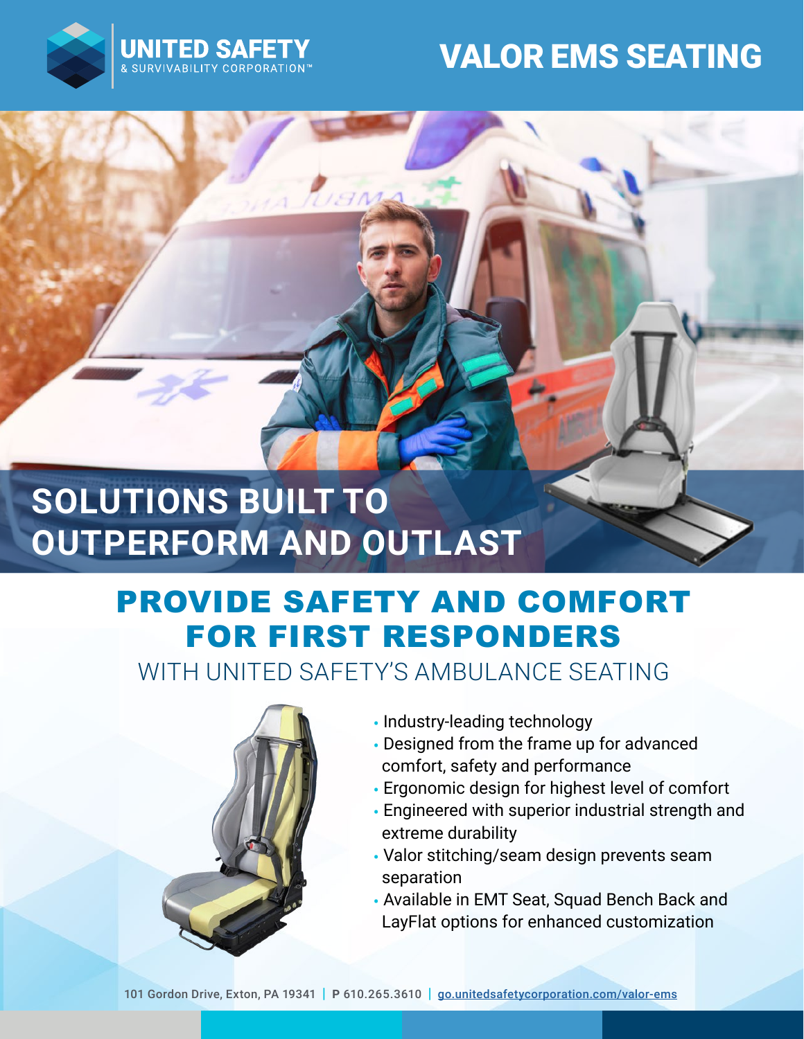UNITED SAFETY
& SURVIVABILITY CORPORATION™

# VALOR EMS SEATING

## SOLUTIONS BUILT TO OUTPERFORM AND OUTLAST

## PROVIDE SAFETY AND COMFORT FOR FIRST RESPONDERS

### WITH UNITED SAFETY'S AMBULANCE SEATING

- Industry-leading technology
- Designed from the frame up for advanced comfort, safety and performance
- Ergonomic design for highest level of comfort
- Engineered with superior industrial strength and extreme durability
- Valor stitching/seam design prevents seam separation
- Available in EMT Seat, Squad Bench Back and LayFlat options for enhanced customization

101 Gordon Drive, Exton, PA 19341 | **P** 610.265.3610 | go.unitedsafetycorporation.com/valor-ems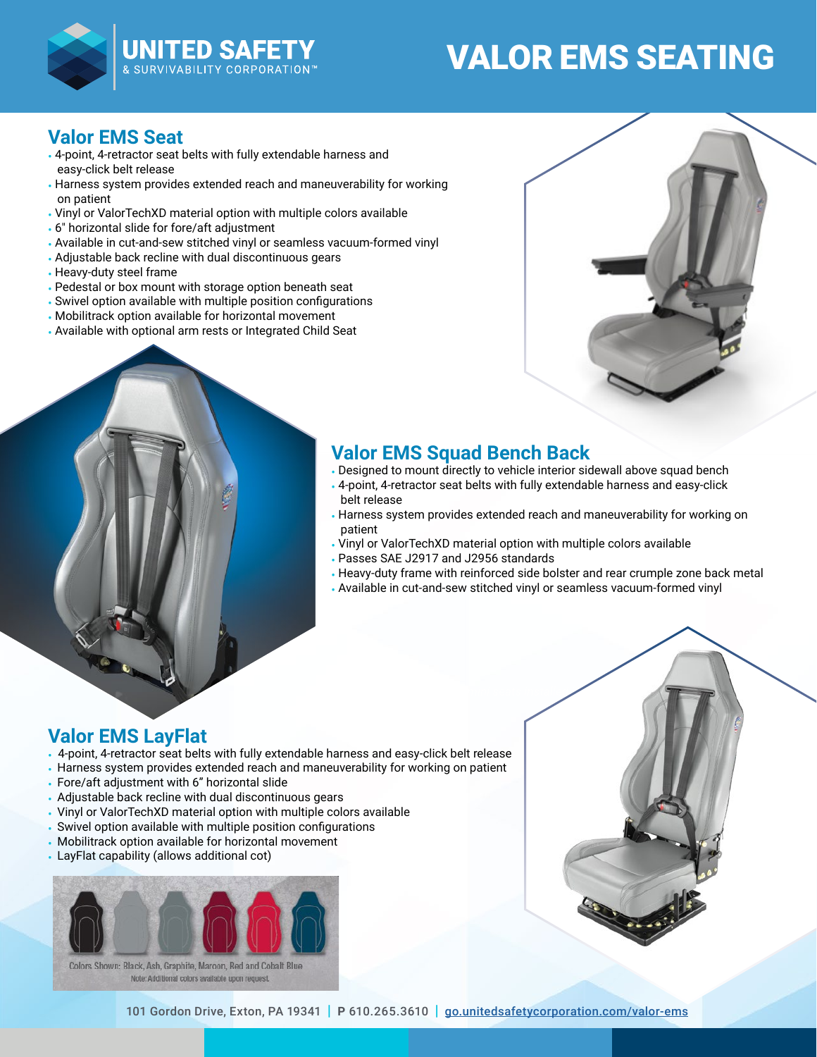# VALOR EMS SEATING

UNITED SAFETY & SURVIVABILITY CORPORATION™

## Valor EMS Seat

- 4-point, 4-retractor seat belts with fully extendable harness and easy-click belt release
- Harness system provides extended reach and maneuverability for working on patient
- Vinyl or ValorTechXD material option with multiple colors available
- 6" horizontal slide for fore/aft adjustment
- Available in cut-and-sew stitched vinyl or seamless vacuum-formed vinyl
- Adjustable back recline with dual discontinuous gears
- Heavy-duty steel frame
- Pedestal or box mount with storage option beneath seat
- Swivel option available with multiple position configurations
- Mobilitrack option available for horizontal movement
- Available with optional arm rests or Integrated Child Seat

## Valor EMS Squad Bench Back

- Designed to mount directly to vehicle interior sidewall above squad bench
- 4-point, 4-retractor seat belts with fully extendable harness and easy-click belt release
- Harness system provides extended reach and maneuverability for working on patient
- Vinyl or ValorTechXD material option with multiple colors available
- Passes SAE J2917 and J2956 standards
- Heavy-duty frame with reinforced side bolster and rear crumple zone back metal
- Available in cut-and-sew stitched vinyl or seamless vacuum-formed vinyl

## Valor EMS LayFlat

- 4-point, 4-retractor seat belts with fully extendable harness and easy-click belt release
- Harness system provides extended reach and maneuverability for working on patient
- Fore/aft adjustment with 6" horizontal slide
- Adjustable back recline with dual discontinuous gears
- Vinyl or ValorTechXD material option with multiple colors available
- Swivel option available with multiple position configurations
- Mobilitrack option available for horizontal movement
- LayFlat capability (allows additional cot)

Colors Shown: Black, Ash, Graphite, Maroon, Red and Cobalt Blue
Note: Additional colors available upon request.

101 Gordon Drive, Exton, PA 19341 | P 610.265.3610 | go.unitedsafetycorporation.com/valor-ems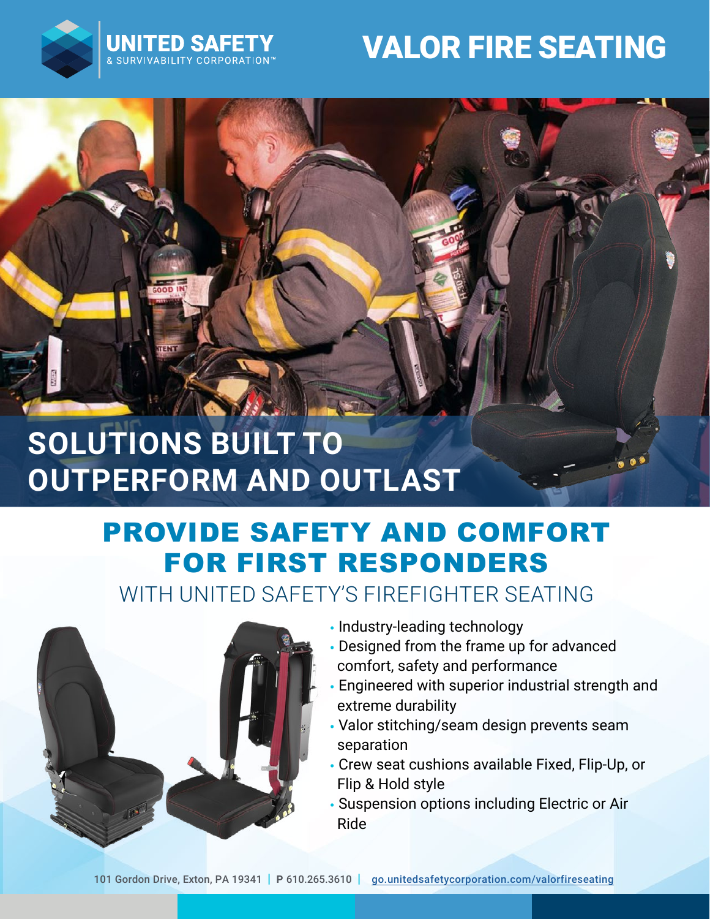UNITED SAFETY
& SURVIVABILITY CORPORATION™

# VALOR FIRE SEATING

## SOLUTIONS BUILT TO OUTPERFORM AND OUTLAST

## PROVIDE SAFETY AND COMFORT FOR FIRST RESPONDERS

### WITH UNITED SAFETY'S FIREFIGHTER SEATING

- Industry-leading technology
- Designed from the frame up for advanced comfort, safety and performance
- Engineered with superior industrial strength and extreme durability
- Valor stitching/seam design prevents seam separation
- Crew seat cushions available Fixed, Flip-Up, or Flip & Hold style
- Suspension options including Electric or Air Ride

101 Gordon Drive, Exton, PA 19341 | **P** 610.265.3610 | go.unitedsafetycorporation.com/valorfireseating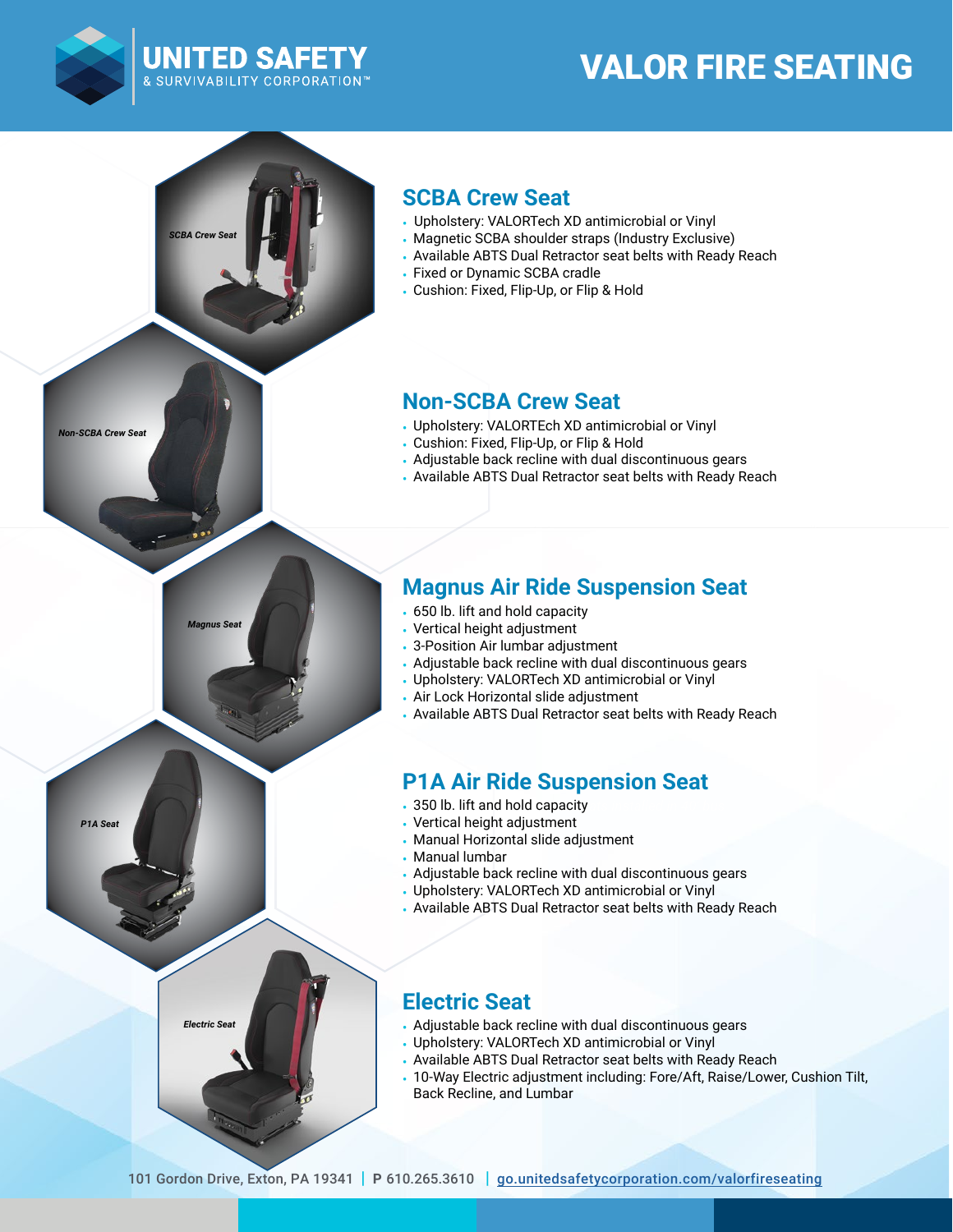UNITED SAFETY
& SURVIVABILITY CORPORATION™

# VALOR FIRE SEATING

SCBA Crew Seat

## SCBA Crew Seat

- Upholstery: VALORTech XD antimicrobial or Vinyl
- Magnetic SCBA shoulder straps (Industry Exclusive)
- Available ABTS Dual Retractor seat belts with Ready Reach
- Fixed or Dynamic SCBA cradle
- Cushion: Fixed, Flip-Up, or Flip & Hold

Non-SCBA Crew Seat

## Non-SCBA Crew Seat

- Upholstery: VALORTEch XD antimicrobial or Vinyl
- Cushion: Fixed, Flip-Up, or Flip & Hold
- Adjustable back recline with dual discontinuous gears
- Available ABTS Dual Retractor seat belts with Ready Reach

Magnus Seat

## Magnus Air Ride Suspension Seat

- 650 lb. lift and hold capacity
- Vertical height adjustment
- 3-Position Air lumbar adjustment
- Adjustable back recline with dual discontinuous gears
- Upholstery: VALORTech XD antimicrobial or Vinyl
- Air Lock Horizontal slide adjustment
- Available ABTS Dual Retractor seat belts with Ready Reach

P1A Seat

## P1A Air Ride Suspension Seat

- 350 lb. lift and hold capacity
- Vertical height adjustment
- Manual Horizontal slide adjustment
- Manual lumbar
- Adjustable back recline with dual discontinuous gears
- Upholstery: VALORTech XD antimicrobial or Vinyl
- Available ABTS Dual Retractor seat belts with Ready Reach

Electric Seat

## Electric Seat

- Adjustable back recline with dual discontinuous gears
- Upholstery: VALORTech XD antimicrobial or Vinyl
- Available ABTS Dual Retractor seat belts with Ready Reach
- 10-Way Electric adjustment including: Fore/Aft, Raise/Lower, Cushion Tilt, Back Recline, and Lumbar

101 Gordon Drive, Exton, PA 19341 | **P** 610.265.3610 | go.unitedsafetycorporation.com/valorfireseating